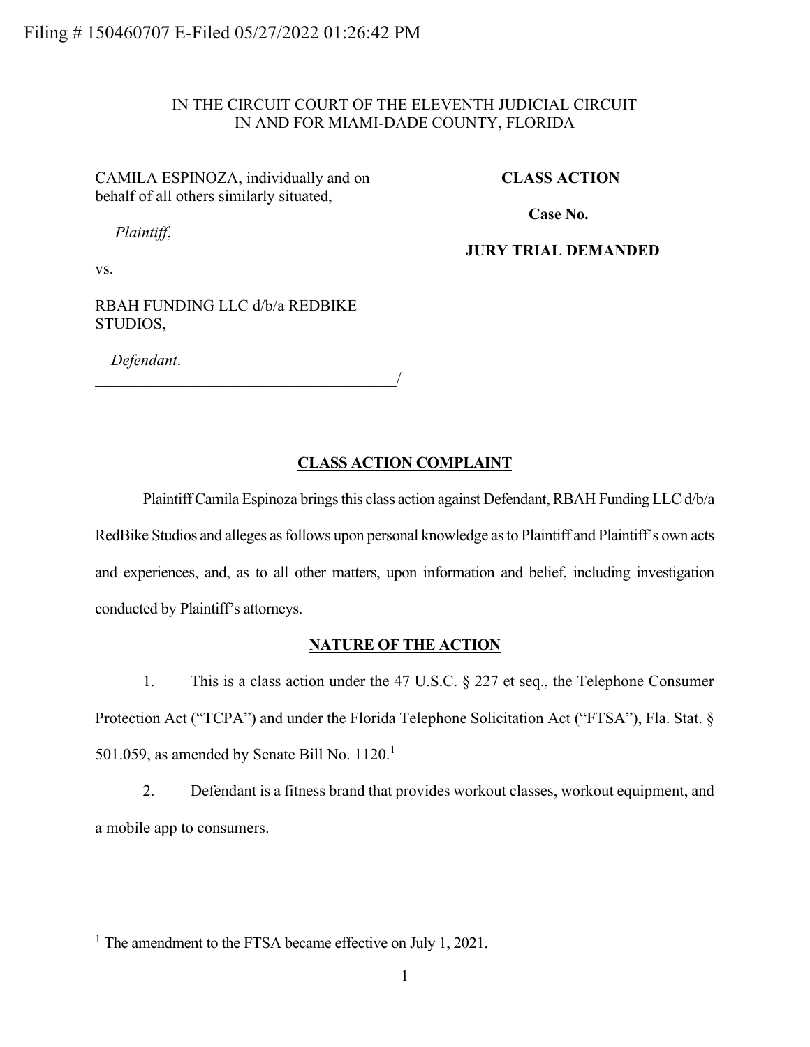Filing # 150460707 E-Filed 05/27/2022 01:26:42 PM

IN THE CIRCUIT COURT OF THE ELEVENTH JUDICIAL CIRCUIT
IN AND FOR MIAMI-DADE COUNTY, FLORIDA

CAMILA ESPINOZA, individually and on behalf of all others similarly situated,

*Plaintiff*,

vs.

RBAH FUNDING LLC d/b/a REDBIKE STUDIOS,

*Defendant*.
_______________________________________/

**CLASS ACTION**

**Case No.**

**JURY TRIAL DEMANDED**

## CLASS ACTION COMPLAINT

Plaintiff Camila Espinoza brings this class action against Defendant, RBAH Funding LLC d/b/a RedBike Studios and alleges as follows upon personal knowledge as to Plaintiff and Plaintiff's own acts and experiences, and, as to all other matters, upon information and belief, including investigation conducted by Plaintiff's attorneys.

## NATURE OF THE ACTION

1. This is a class action under the 47 U.S.C. § 227 et seq., the Telephone Consumer Protection Act ("TCPA") and under the Florida Telephone Solicitation Act ("FTSA"), Fla. Stat. § 501.059, as amended by Senate Bill No. 1120.[1]

2. Defendant is a fitness brand that provides workout classes, workout equipment, and a mobile app to consumers.

[1] The amendment to the FTSA became effective on July 1, 2021.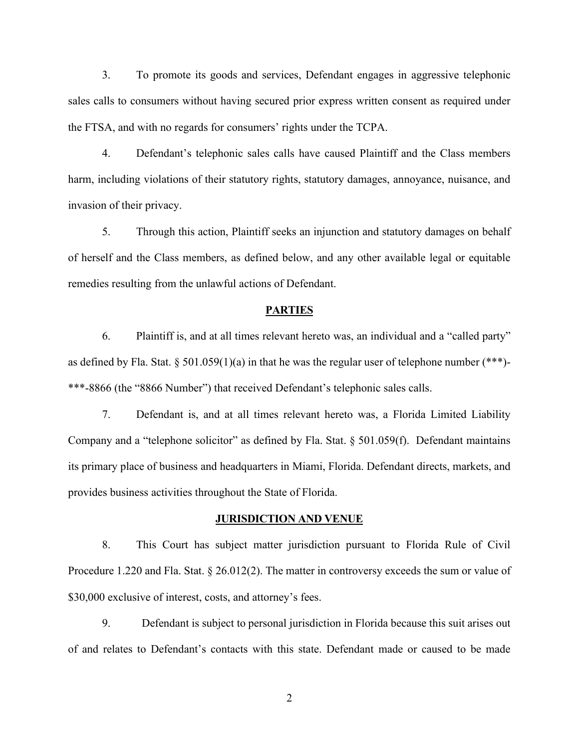3. To promote its goods and services, Defendant engages in aggressive telephonic sales calls to consumers without having secured prior express written consent as required under the FTSA, and with no regards for consumers' rights under the TCPA.

4. Defendant's telephonic sales calls have caused Plaintiff and the Class members harm, including violations of their statutory rights, statutory damages, annoyance, nuisance, and invasion of their privacy.

5. Through this action, Plaintiff seeks an injunction and statutory damages on behalf of herself and the Class members, as defined below, and any other available legal or equitable remedies resulting from the unlawful actions of Defendant.

**PARTIES**

6. Plaintiff is, and at all times relevant hereto was, an individual and a "called party" as defined by Fla. Stat. § 501.059(1)(a) in that he was the regular user of telephone number (***)-***-8866 (the "8866 Number") that received Defendant's telephonic sales calls.

7. Defendant is, and at all times relevant hereto was, a Florida Limited Liability Company and a "telephone solicitor" as defined by Fla. Stat. § 501.059(f). Defendant maintains its primary place of business and headquarters in Miami, Florida. Defendant directs, markets, and provides business activities throughout the State of Florida.

**JURISDICTION AND VENUE**

8. This Court has subject matter jurisdiction pursuant to Florida Rule of Civil Procedure 1.220 and Fla. Stat. § 26.012(2). The matter in controversy exceeds the sum or value of $30,000 exclusive of interest, costs, and attorney's fees.

9. Defendant is subject to personal jurisdiction in Florida because this suit arises out of and relates to Defendant's contacts with this state. Defendant made or caused to be made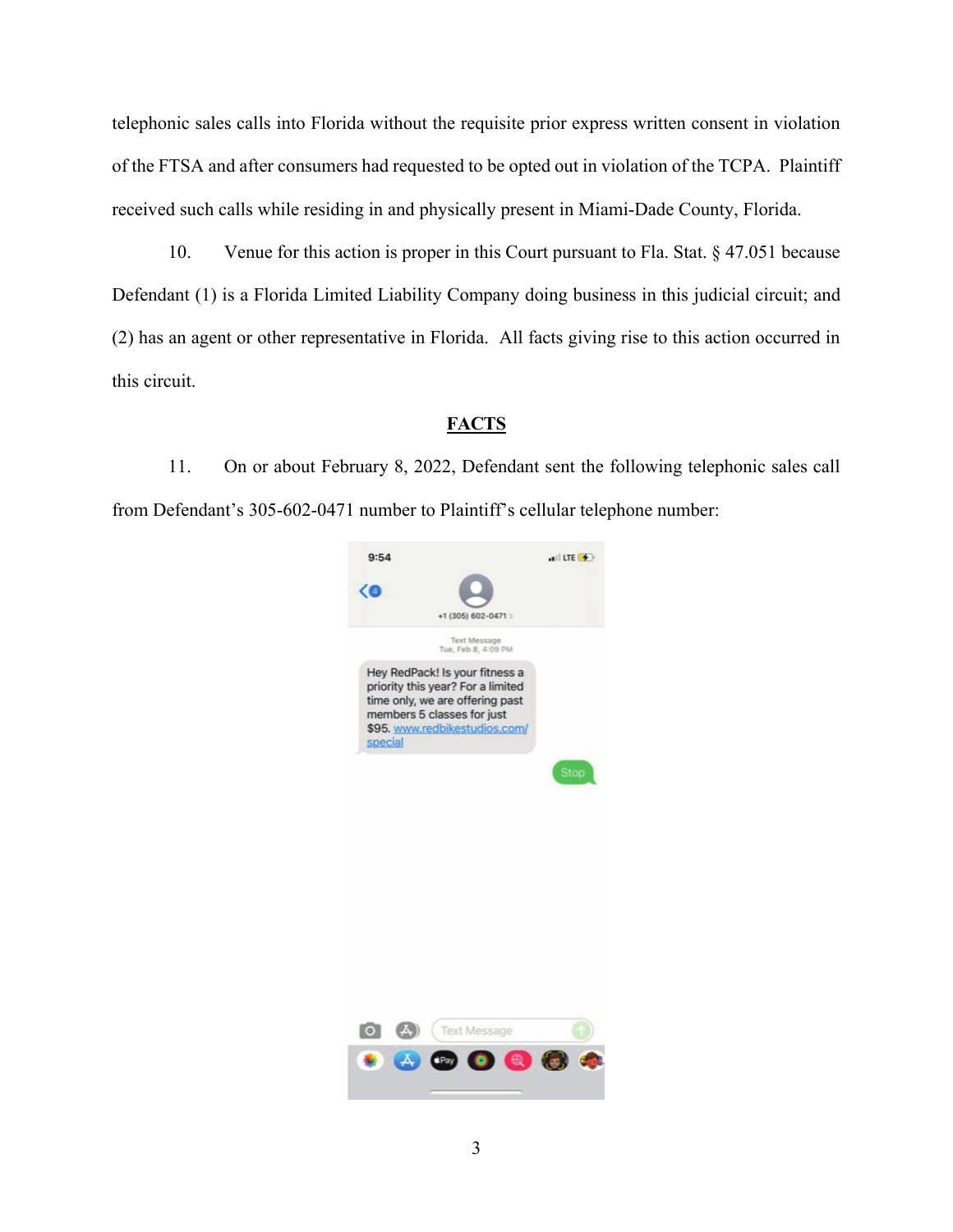telephonic sales calls into Florida without the requisite prior express written consent in violation of the FTSA and after consumers had requested to be opted out in violation of the TCPA. Plaintiff received such calls while residing in and physically present in Miami-Dade County, Florida.

10. Venue for this action is proper in this Court pursuant to Fla. Stat. § 47.051 because Defendant (1) is a Florida Limited Liability Company doing business in this judicial circuit; and (2) has an agent or other representative in Florida. All facts giving rise to this action occurred in this circuit.

## FACTS

11. On or about February 8, 2022, Defendant sent the following telephonic sales call from Defendant's 305-602-0471 number to Plaintiff's cellular telephone number:

> +1 (305) 602-0471
>
> Text Message
> Tue, Feb 8, 4:09 PM
>
> Hey RedPack! Is your fitness a priority this year? For a limited time only, we are offering past members 5 classes for just $95. www.redbikestudios.com/special
>
> Stop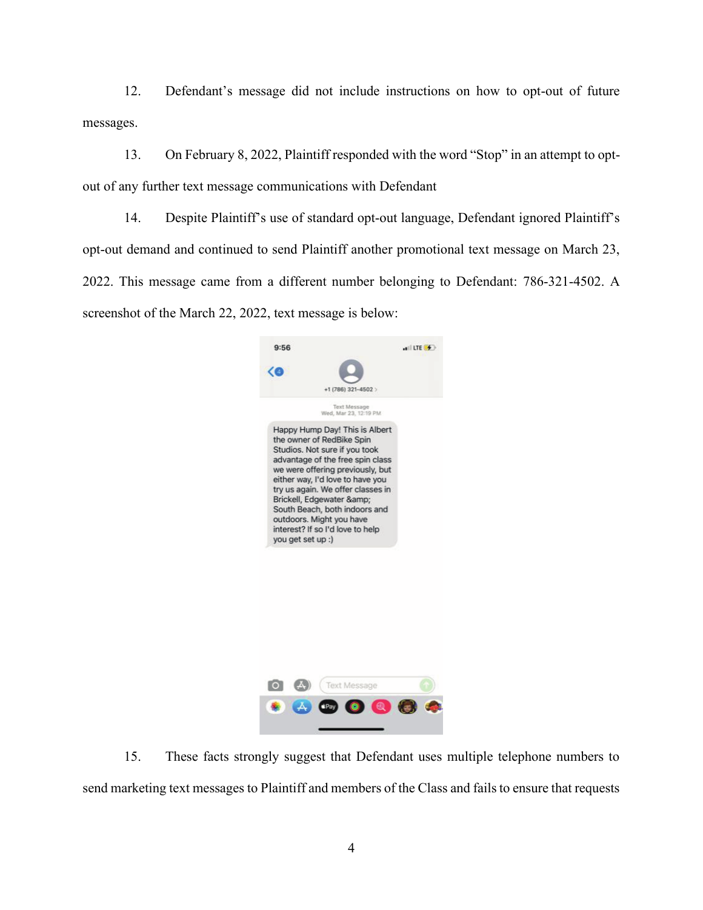12. Defendant's message did not include instructions on how to opt-out of future messages.

13. On February 8, 2022, Plaintiff responded with the word "Stop" in an attempt to opt-out of any further text message communications with Defendant

14. Despite Plaintiff's use of standard opt-out language, Defendant ignored Plaintiff's opt-out demand and continued to send Plaintiff another promotional text message on March 23, 2022. This message came from a different number belonging to Defendant: 786-321-4502. A screenshot of the March 22, 2022, text message is below:

9:56

+1 (786) 321-4502

Text Message
Wed, Mar 23, 12:19 PM

Happy Hump Day! This is Albert the owner of RedBike Spin Studios. Not sure if you took advantage of the free spin class we were offering previously, but either way, I'd love to have you try us again. We offer classes in Brickell, Edgewater &amp; South Beach, both indoors and outdoors. Might you have interest? If so I'd love to help you get set up :)

Text Message

15. These facts strongly suggest that Defendant uses multiple telephone numbers to send marketing text messages to Plaintiff and members of the Class and fails to ensure that requests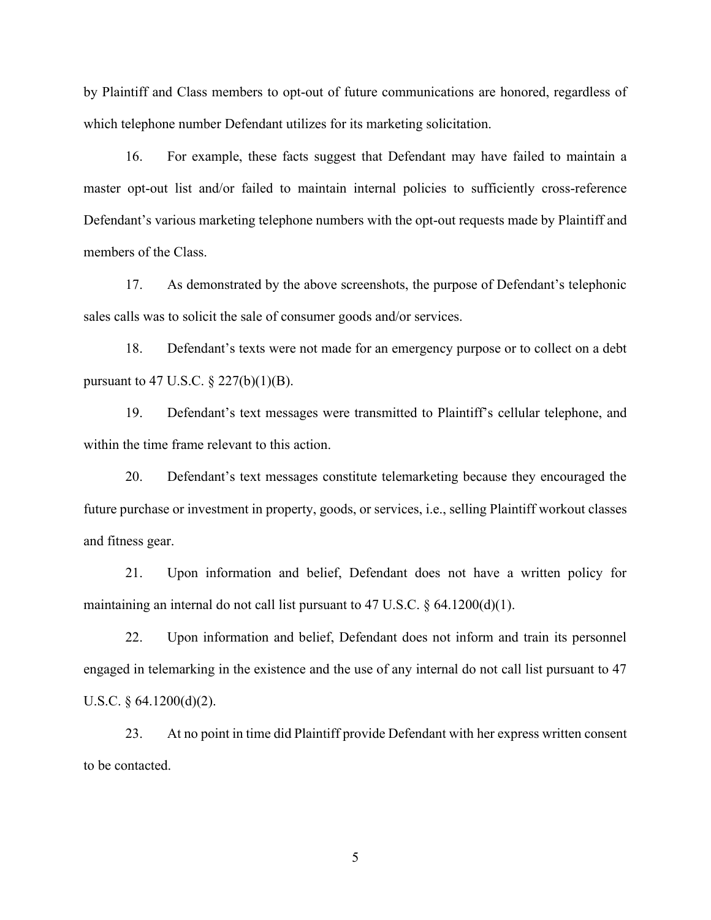by Plaintiff and Class members to opt-out of future communications are honored, regardless of which telephone number Defendant utilizes for its marketing solicitation.

16. For example, these facts suggest that Defendant may have failed to maintain a master opt-out list and/or failed to maintain internal policies to sufficiently cross-reference Defendant's various marketing telephone numbers with the opt-out requests made by Plaintiff and members of the Class.

17. As demonstrated by the above screenshots, the purpose of Defendant's telephonic sales calls was to solicit the sale of consumer goods and/or services.

18. Defendant's texts were not made for an emergency purpose or to collect on a debt pursuant to 47 U.S.C. § 227(b)(1)(B).

19. Defendant's text messages were transmitted to Plaintiff's cellular telephone, and within the time frame relevant to this action.

20. Defendant's text messages constitute telemarketing because they encouraged the future purchase or investment in property, goods, or services, i.e., selling Plaintiff workout classes and fitness gear.

21. Upon information and belief, Defendant does not have a written policy for maintaining an internal do not call list pursuant to 47 U.S.C. § 64.1200(d)(1).

22. Upon information and belief, Defendant does not inform and train its personnel engaged in telemarking in the existence and the use of any internal do not call list pursuant to 47 U.S.C. § 64.1200(d)(2).

23. At no point in time did Plaintiff provide Defendant with her express written consent to be contacted.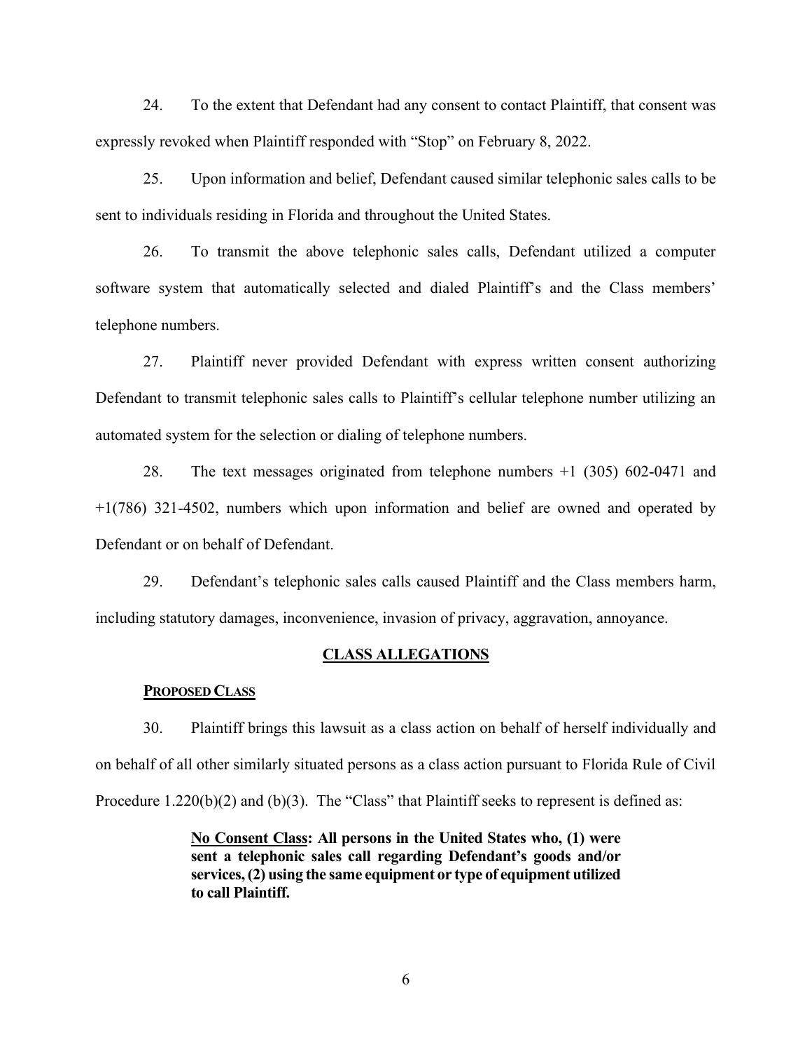24. To the extent that Defendant had any consent to contact Plaintiff, that consent was expressly revoked when Plaintiff responded with "Stop" on February 8, 2022.

25. Upon information and belief, Defendant caused similar telephonic sales calls to be sent to individuals residing in Florida and throughout the United States.

26. To transmit the above telephonic sales calls, Defendant utilized a computer software system that automatically selected and dialed Plaintiff's and the Class members' telephone numbers.

27. Plaintiff never provided Defendant with express written consent authorizing Defendant to transmit telephonic sales calls to Plaintiff's cellular telephone number utilizing an automated system for the selection or dialing of telephone numbers.

28. The text messages originated from telephone numbers +1 (305) 602-0471 and +1(786) 321-4502, numbers which upon information and belief are owned and operated by Defendant or on behalf of Defendant.

29. Defendant's telephonic sales calls caused Plaintiff and the Class members harm, including statutory damages, inconvenience, invasion of privacy, aggravation, annoyance.

## CLASS ALLEGATIONS

### PROPOSED CLASS

30. Plaintiff brings this lawsuit as a class action on behalf of herself individually and on behalf of all other similarly situated persons as a class action pursuant to Florida Rule of Civil Procedure 1.220(b)(2) and (b)(3). The "Class" that Plaintiff seeks to represent is defined as:

> **No Consent Class: All persons in the United States who, (1) were sent a telephonic sales call regarding Defendant's goods and/or services, (2) using the same equipment or type of equipment utilized to call Plaintiff.**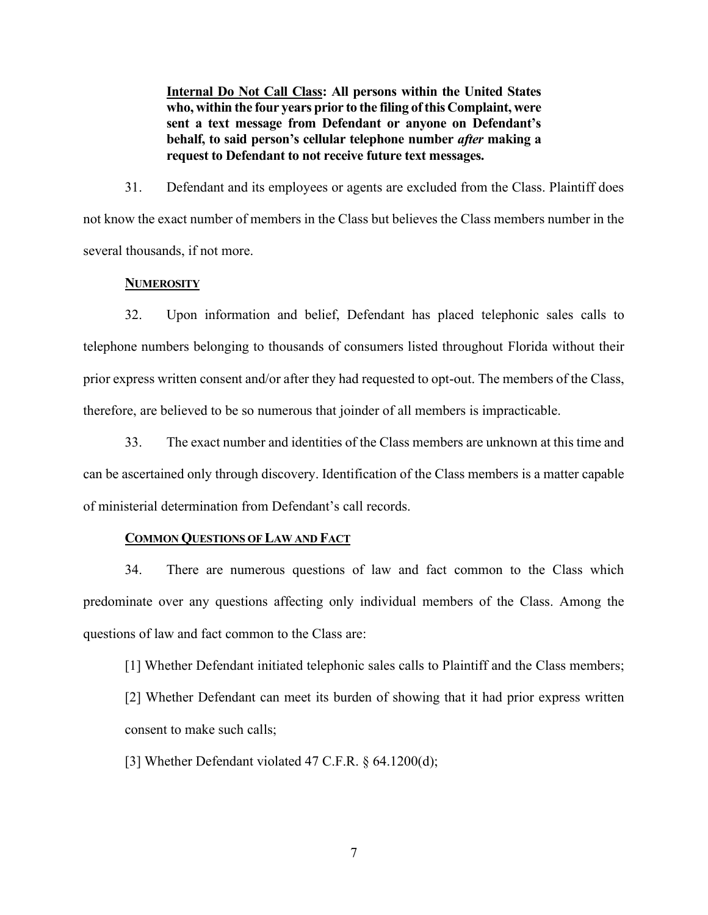**<u>Internal Do Not Call Class</u>: All persons within the United States who, within the four years prior to the filing of this Complaint, were sent a text message from Defendant or anyone on Defendant's behalf, to said person's cellular telephone number *after* making a request to Defendant to not receive future text messages.**

31. Defendant and its employees or agents are excluded from the Class. Plaintiff does not know the exact number of members in the Class but believes the Class members number in the several thousands, if not more.

**<u>NUMEROSITY</u>**

32. Upon information and belief, Defendant has placed telephonic sales calls to telephone numbers belonging to thousands of consumers listed throughout Florida without their prior express written consent and/or after they had requested to opt-out. The members of the Class, therefore, are believed to be so numerous that joinder of all members is impracticable.

33. The exact number and identities of the Class members are unknown at this time and can be ascertained only through discovery. Identification of the Class members is a matter capable of ministerial determination from Defendant's call records.

**<u>COMMON QUESTIONS OF LAW AND FACT</u>**

34. There are numerous questions of law and fact common to the Class which predominate over any questions affecting only individual members of the Class. Among the questions of law and fact common to the Class are:

[1] Whether Defendant initiated telephonic sales calls to Plaintiff and the Class members;

[2] Whether Defendant can meet its burden of showing that it had prior express written consent to make such calls;

[3] Whether Defendant violated 47 C.F.R. § 64.1200(d);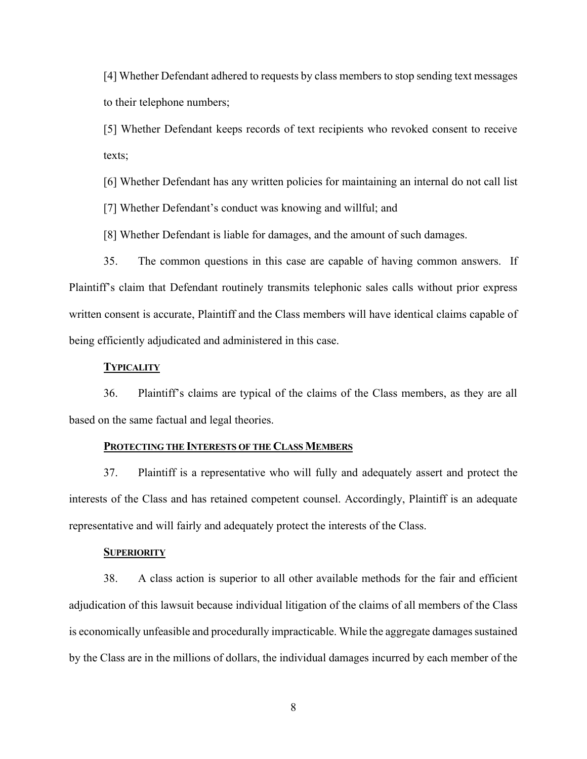[4] Whether Defendant adhered to requests by class members to stop sending text messages to their telephone numbers;

[5] Whether Defendant keeps records of text recipients who revoked consent to receive texts;

[6] Whether Defendant has any written policies for maintaining an internal do not call list

[7] Whether Defendant's conduct was knowing and willful; and

[8] Whether Defendant is liable for damages, and the amount of such damages.

35. The common questions in this case are capable of having common answers. If Plaintiff's claim that Defendant routinely transmits telephonic sales calls without prior express written consent is accurate, Plaintiff and the Class members will have identical claims capable of being efficiently adjudicated and administered in this case.

**TYPICALITY**

36. Plaintiff's claims are typical of the claims of the Class members, as they are all based on the same factual and legal theories.

**PROTECTING THE INTERESTS OF THE CLASS MEMBERS**

37. Plaintiff is a representative who will fully and adequately assert and protect the interests of the Class and has retained competent counsel. Accordingly, Plaintiff is an adequate representative and will fairly and adequately protect the interests of the Class.

**SUPERIORITY**

38. A class action is superior to all other available methods for the fair and efficient adjudication of this lawsuit because individual litigation of the claims of all members of the Class is economically unfeasible and procedurally impracticable. While the aggregate damages sustained by the Class are in the millions of dollars, the individual damages incurred by each member of the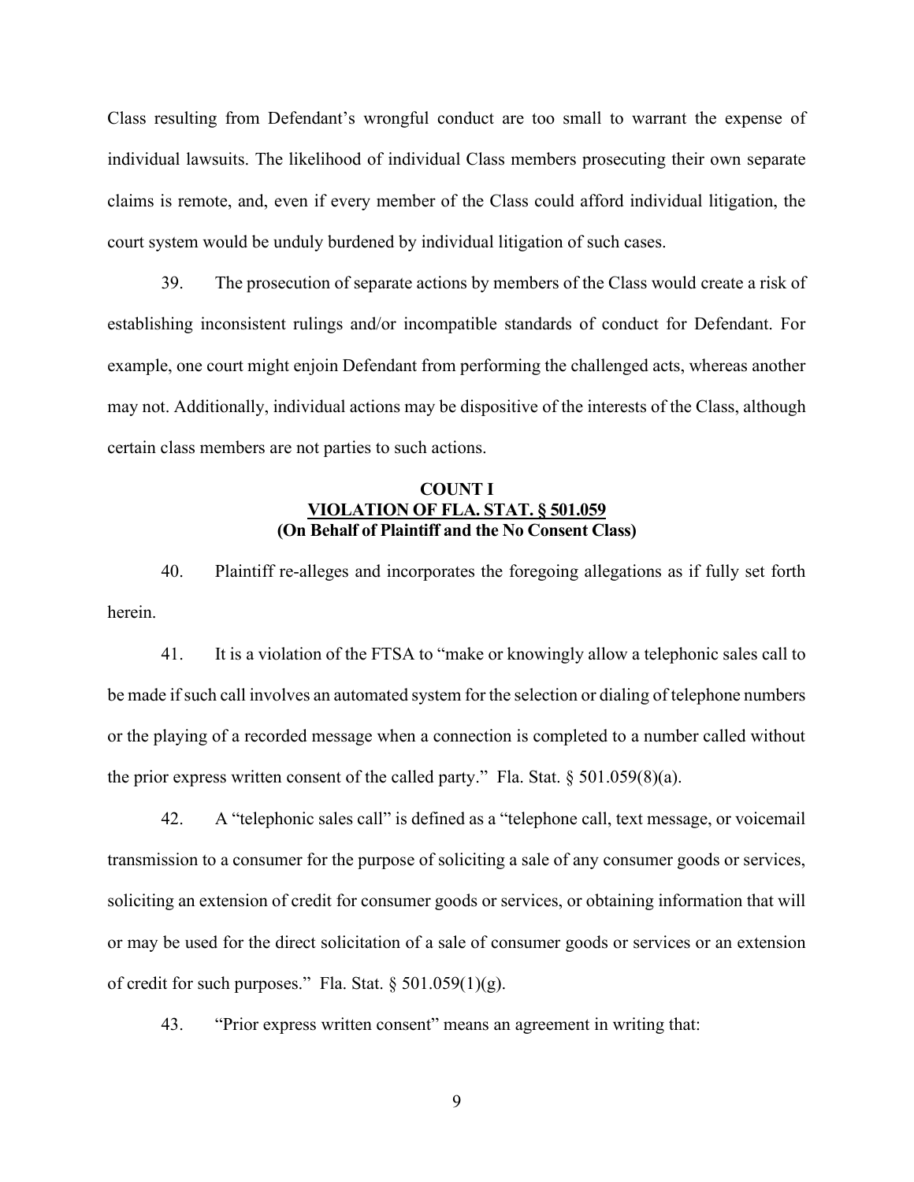Class resulting from Defendant's wrongful conduct are too small to warrant the expense of individual lawsuits. The likelihood of individual Class members prosecuting their own separate claims is remote, and, even if every member of the Class could afford individual litigation, the court system would be unduly burdened by individual litigation of such cases.

39. The prosecution of separate actions by members of the Class would create a risk of establishing inconsistent rulings and/or incompatible standards of conduct for Defendant. For example, one court might enjoin Defendant from performing the challenged acts, whereas another may not. Additionally, individual actions may be dispositive of the interests of the Class, although certain class members are not parties to such actions.

**COUNT I**
**VIOLATION OF FLA. STAT. § 501.059**
**(On Behalf of Plaintiff and the No Consent Class)**

40. Plaintiff re-alleges and incorporates the foregoing allegations as if fully set forth herein.

41. It is a violation of the FTSA to "make or knowingly allow a telephonic sales call to be made if such call involves an automated system for the selection or dialing of telephone numbers or the playing of a recorded message when a connection is completed to a number called without the prior express written consent of the called party." Fla. Stat. § 501.059(8)(a).

42. A "telephonic sales call" is defined as a "telephone call, text message, or voicemail transmission to a consumer for the purpose of soliciting a sale of any consumer goods or services, soliciting an extension of credit for consumer goods or services, or obtaining information that will or may be used for the direct solicitation of a sale of consumer goods or services or an extension of credit for such purposes." Fla. Stat. § 501.059(1)(g).

43. "Prior express written consent" means an agreement in writing that: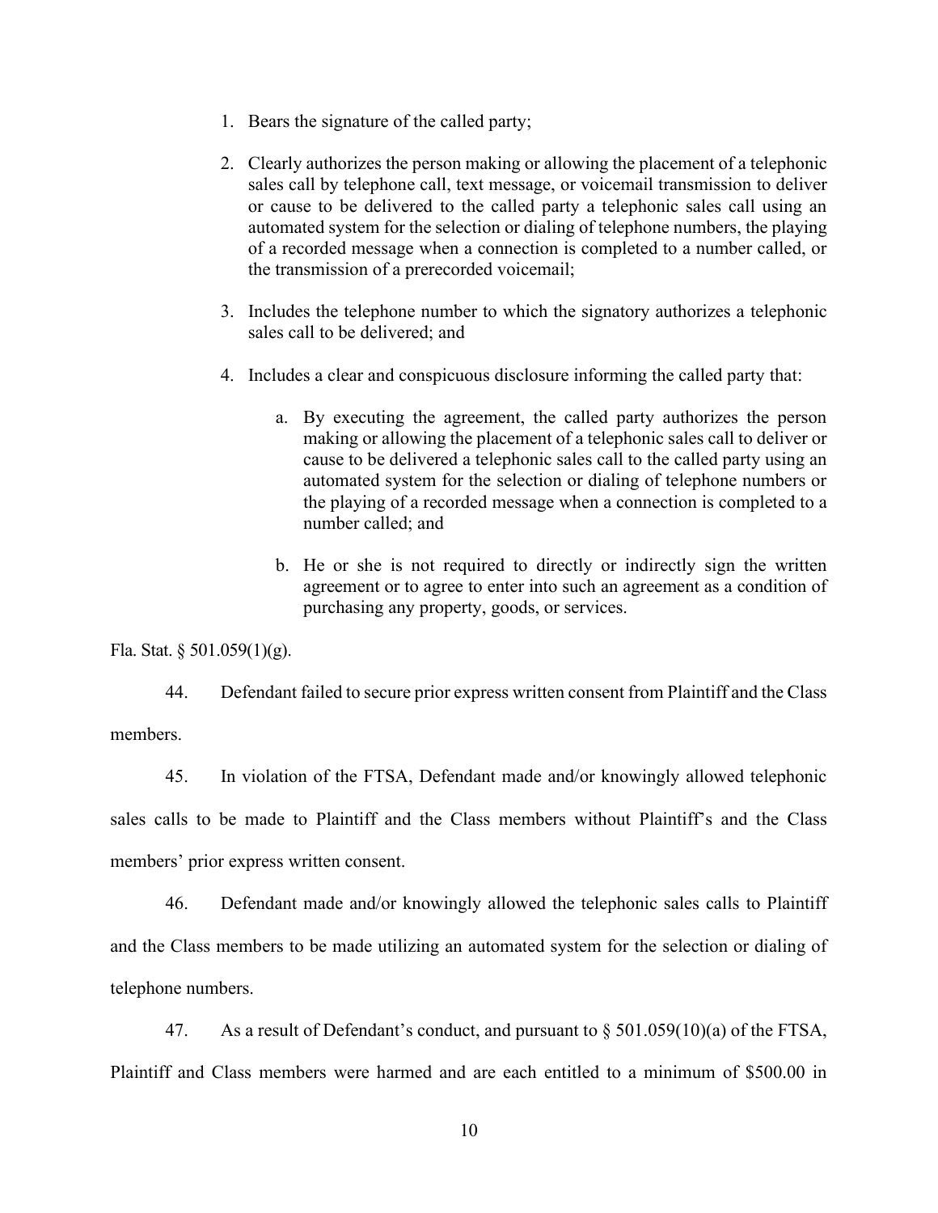1. Bears the signature of the called party;

2. Clearly authorizes the person making or allowing the placement of a telephonic sales call by telephone call, text message, or voicemail transmission to deliver or cause to be delivered to the called party a telephonic sales call using an automated system for the selection or dialing of telephone numbers, the playing of a recorded message when a connection is completed to a number called, or the transmission of a prerecorded voicemail;

3. Includes the telephone number to which the signatory authorizes a telephonic sales call to be delivered; and

4. Includes a clear and conspicuous disclosure informing the called party that:

    a. By executing the agreement, the called party authorizes the person making or allowing the placement of a telephonic sales call to deliver or cause to be delivered a telephonic sales call to the called party using an automated system for the selection or dialing of telephone numbers or the playing of a recorded message when a connection is completed to a number called; and

    b. He or she is not required to directly or indirectly sign the written agreement or to agree to enter into such an agreement as a condition of purchasing any property, goods, or services.

Fla. Stat. § 501.059(1)(g).

44. Defendant failed to secure prior express written consent from Plaintiff and the Class members.

45. In violation of the FTSA, Defendant made and/or knowingly allowed telephonic sales calls to be made to Plaintiff and the Class members without Plaintiff's and the Class members' prior express written consent.

46. Defendant made and/or knowingly allowed the telephonic sales calls to Plaintiff and the Class members to be made utilizing an automated system for the selection or dialing of telephone numbers.

47. As a result of Defendant's conduct, and pursuant to § 501.059(10)(a) of the FTSA, Plaintiff and Class members were harmed and are each entitled to a minimum of $500.00 in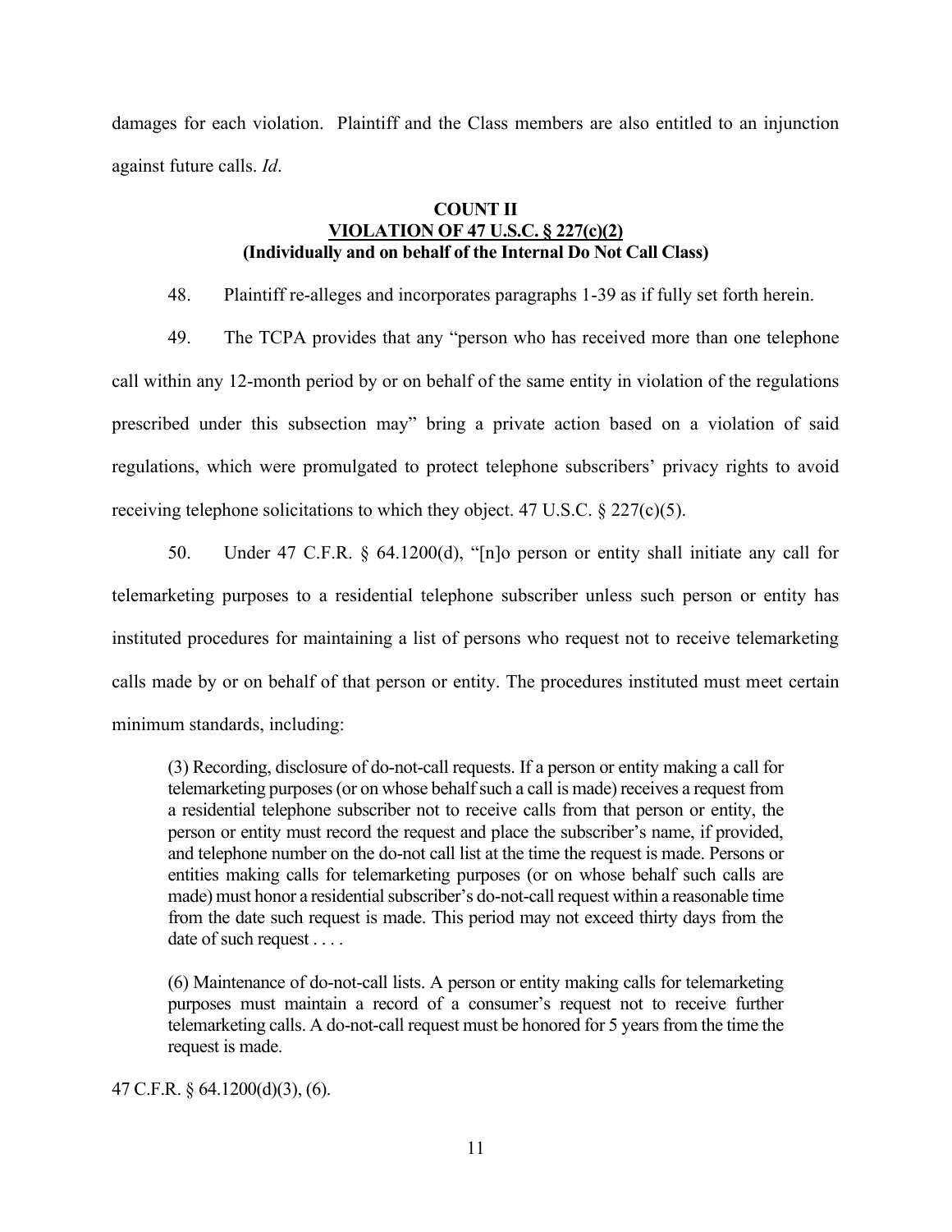damages for each violation. Plaintiff and the Class members are also entitled to an injunction against future calls. *Id*.

**COUNT II**
**VIOLATION OF 47 U.S.C. § 227(c)(2)**
**(Individually and on behalf of the Internal Do Not Call Class)**

48. Plaintiff re-alleges and incorporates paragraphs 1-39 as if fully set forth herein.

49. The TCPA provides that any "person who has received more than one telephone call within any 12-month period by or on behalf of the same entity in violation of the regulations prescribed under this subsection may" bring a private action based on a violation of said regulations, which were promulgated to protect telephone subscribers' privacy rights to avoid receiving telephone solicitations to which they object. 47 U.S.C. § 227(c)(5).

50. Under 47 C.F.R. § 64.1200(d), "[n]o person or entity shall initiate any call for telemarketing purposes to a residential telephone subscriber unless such person or entity has instituted procedures for maintaining a list of persons who request not to receive telemarketing calls made by or on behalf of that person or entity. The procedures instituted must meet certain minimum standards, including:

> (3) Recording, disclosure of do-not-call requests. If a person or entity making a call for telemarketing purposes (or on whose behalf such a call is made) receives a request from a residential telephone subscriber not to receive calls from that person or entity, the person or entity must record the request and place the subscriber's name, if provided, and telephone number on the do-not call list at the time the request is made. Persons or entities making calls for telemarketing purposes (or on whose behalf such calls are made) must honor a residential subscriber's do-not-call request within a reasonable time from the date such request is made. This period may not exceed thirty days from the date of such request . . . .
>
> (6) Maintenance of do-not-call lists. A person or entity making calls for telemarketing purposes must maintain a record of a consumer's request not to receive further telemarketing calls. A do-not-call request must be honored for 5 years from the time the request is made.

47 C.F.R. § 64.1200(d)(3), (6).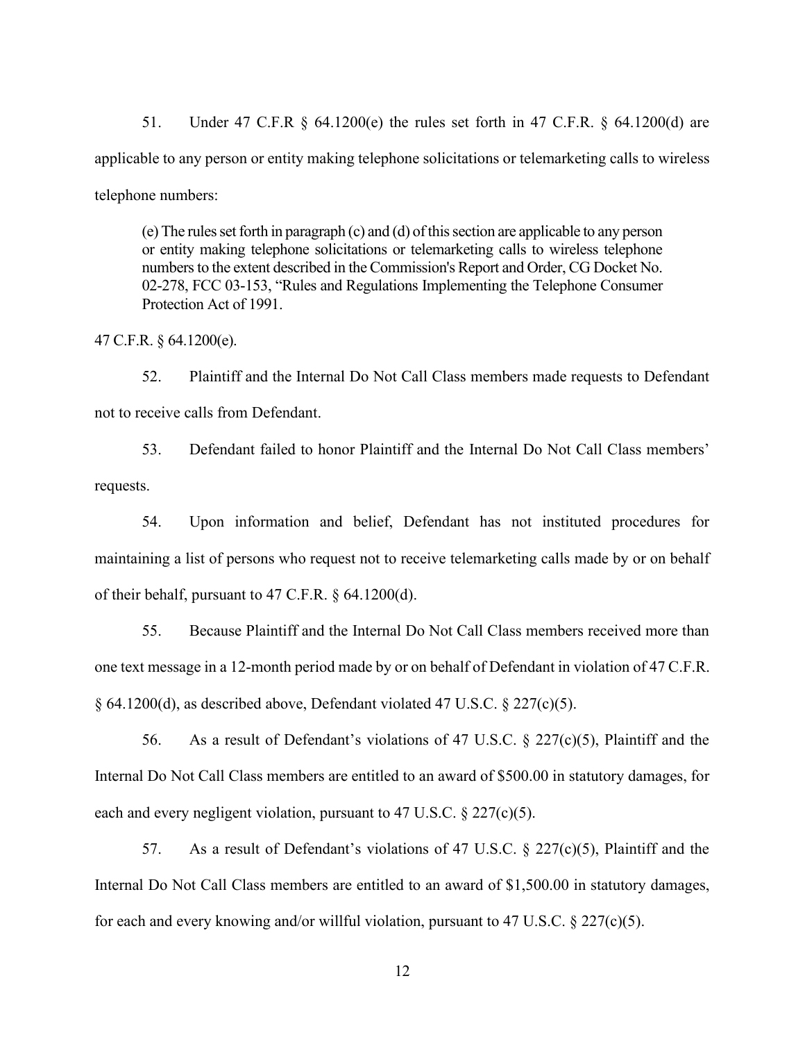51. Under 47 C.F.R § 64.1200(e) the rules set forth in 47 C.F.R. § 64.1200(d) are applicable to any person or entity making telephone solicitations or telemarketing calls to wireless telephone numbers:

> (e) The rules set forth in paragraph (c) and (d) of this section are applicable to any person or entity making telephone solicitations or telemarketing calls to wireless telephone numbers to the extent described in the Commission's Report and Order, CG Docket No. 02-278, FCC 03-153, "Rules and Regulations Implementing the Telephone Consumer Protection Act of 1991.

47 C.F.R. § 64.1200(e).

52. Plaintiff and the Internal Do Not Call Class members made requests to Defendant not to receive calls from Defendant.

53. Defendant failed to honor Plaintiff and the Internal Do Not Call Class members' requests.

54. Upon information and belief, Defendant has not instituted procedures for maintaining a list of persons who request not to receive telemarketing calls made by or on behalf of their behalf, pursuant to 47 C.F.R. § 64.1200(d).

55. Because Plaintiff and the Internal Do Not Call Class members received more than one text message in a 12-month period made by or on behalf of Defendant in violation of 47 C.F.R. § 64.1200(d), as described above, Defendant violated 47 U.S.C. § 227(c)(5).

56. As a result of Defendant's violations of 47 U.S.C. § 227(c)(5), Plaintiff and the Internal Do Not Call Class members are entitled to an award of $500.00 in statutory damages, for each and every negligent violation, pursuant to 47 U.S.C. § 227(c)(5).

57. As a result of Defendant's violations of 47 U.S.C. § 227(c)(5), Plaintiff and the Internal Do Not Call Class members are entitled to an award of $1,500.00 in statutory damages, for each and every knowing and/or willful violation, pursuant to 47 U.S.C. § 227(c)(5).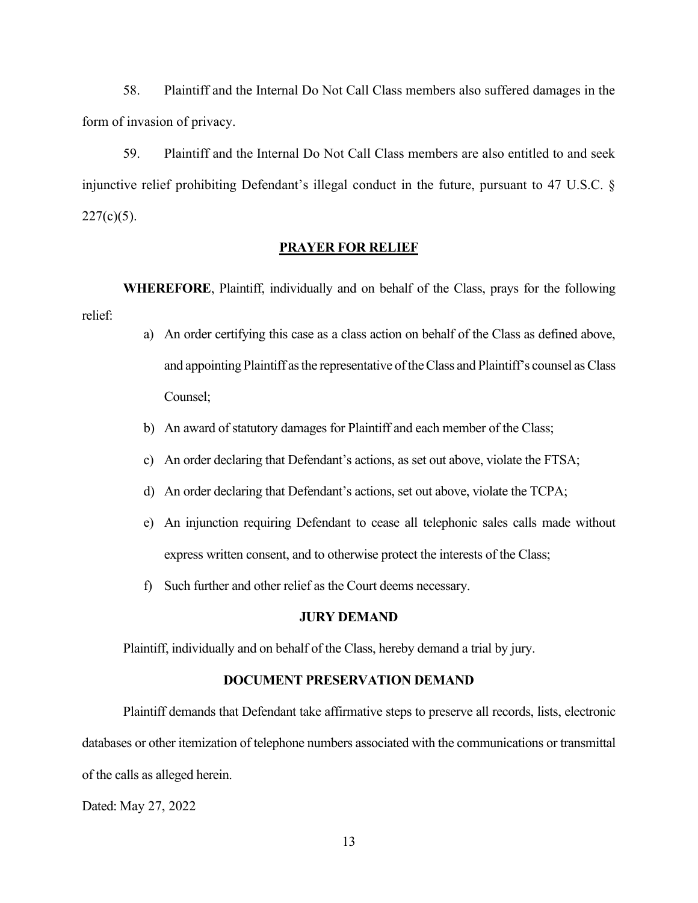58. Plaintiff and the Internal Do Not Call Class members also suffered damages in the form of invasion of privacy.

59. Plaintiff and the Internal Do Not Call Class members are also entitled to and seek injunctive relief prohibiting Defendant's illegal conduct in the future, pursuant to 47 U.S.C. § 227(c)(5).

## PRAYER FOR RELIEF

**WHEREFORE**, Plaintiff, individually and on behalf of the Class, prays for the following relief:

a) An order certifying this case as a class action on behalf of the Class as defined above, and appointing Plaintiff as the representative of the Class and Plaintiff's counsel as Class Counsel;

b) An award of statutory damages for Plaintiff and each member of the Class;

c) An order declaring that Defendant's actions, as set out above, violate the FTSA;

d) An order declaring that Defendant's actions, set out above, violate the TCPA;

e) An injunction requiring Defendant to cease all telephonic sales calls made without express written consent, and to otherwise protect the interests of the Class;

f) Such further and other relief as the Court deems necessary.

## JURY DEMAND

Plaintiff, individually and on behalf of the Class, hereby demand a trial by jury.

## DOCUMENT PRESERVATION DEMAND

Plaintiff demands that Defendant take affirmative steps to preserve all records, lists, electronic databases or other itemization of telephone numbers associated with the communications or transmittal of the calls as alleged herein.

Dated: May 27, 2022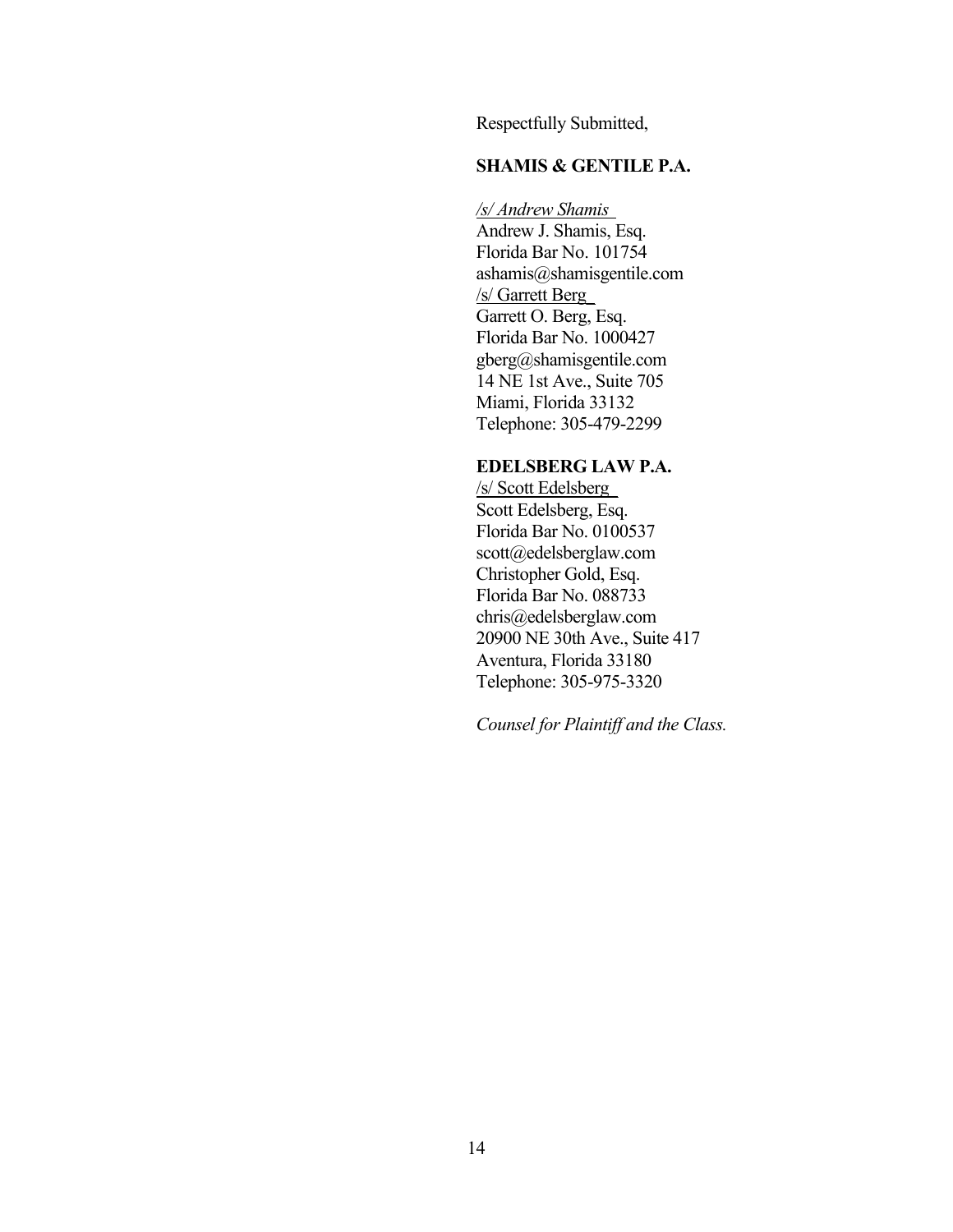Respectfully Submitted,

**SHAMIS & GENTILE P.A.**

*/s/ Andrew Shamis*
Andrew J. Shamis, Esq.
Florida Bar No. 101754
ashamis@shamisgentile.com
/s/ Garrett Berg
Garrett O. Berg, Esq.
Florida Bar No. 1000427
gberg@shamisgentile.com
14 NE 1st Ave., Suite 705
Miami, Florida 33132
Telephone: 305-479-2299

**EDELSBERG LAW P.A.**
/s/ Scott Edelsberg
Scott Edelsberg, Esq.
Florida Bar No. 0100537
scott@edelsberglaw.com
Christopher Gold, Esq.
Florida Bar No. 088733
chris@edelsberglaw.com
20900 NE 30th Ave., Suite 417
Aventura, Florida 33180
Telephone: 305-975-3320

*Counsel for Plaintiff and the Class.*